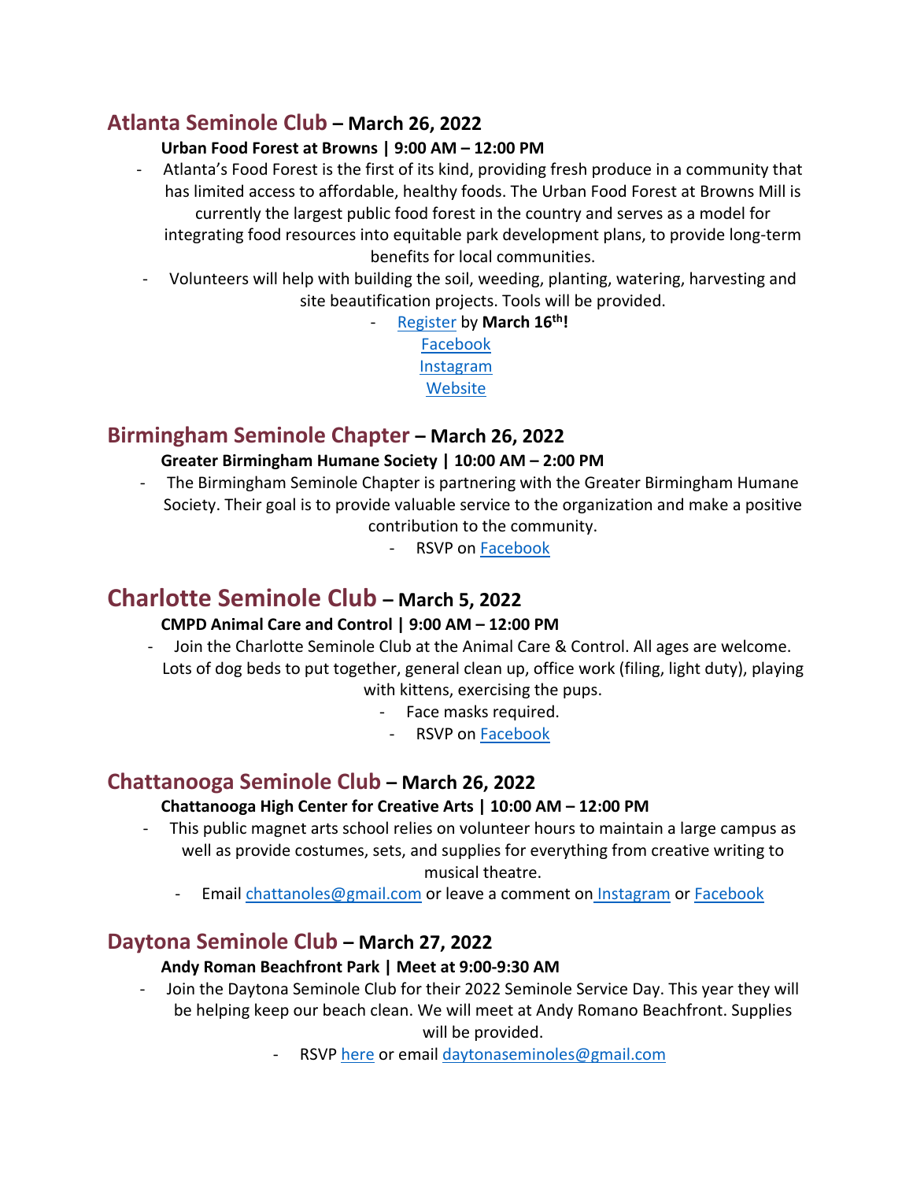## Atlanta Seminole Club – March 26, 2022

**Urban Food Forest at Browns | 9:00 AM – 12:00 PM**

- Atlanta's Food Forest is the first of its kind, providing fresh produce in a community that has limited access to affordable, healthy foods. The Urban Food Forest at Browns Mill is currently the largest public food forest in the country and serves as a model for integrating food resources into equitable park development plans, to provide long-term benefits for local communities.
- Volunteers will help with building the soil, weeding, planting, watering, harvesting and site beautification projects. Tools will be provided.
- Register by **March 16th!**

Facebook
Instagram
Website

## Birmingham Seminole Chapter – March 26, 2022

**Greater Birmingham Humane Society | 10:00 AM – 2:00 PM**

- The Birmingham Seminole Chapter is partnering with the Greater Birmingham Humane Society. Their goal is to provide valuable service to the organization and make a positive contribution to the community.
- RSVP on Facebook

## Charlotte Seminole Club – March 5, 2022

**CMPD Animal Care and Control | 9:00 AM – 12:00 PM**

- Join the Charlotte Seminole Club at the Animal Care & Control. All ages are welcome. Lots of dog beds to put together, general clean up, office work (filing, light duty), playing with kittens, exercising the pups.
- Face masks required.
- RSVP on Facebook

## Chattanooga Seminole Club – March 26, 2022

**Chattanooga High Center for Creative Arts | 10:00 AM – 12:00 PM**

- This public magnet arts school relies on volunteer hours to maintain a large campus as well as provide costumes, sets, and supplies for everything from creative writing to musical theatre.
- Email chattanoles@gmail.com or leave a comment on Instagram or Facebook

## Daytona Seminole Club – March 27, 2022

**Andy Roman Beachfront Park | Meet at 9:00-9:30 AM**

- Join the Daytona Seminole Club for their 2022 Seminole Service Day. This year they will be helping keep our beach clean. We will meet at Andy Romano Beachfront. Supplies will be provided.
- RSVP here or email daytonaseminoles@gmail.com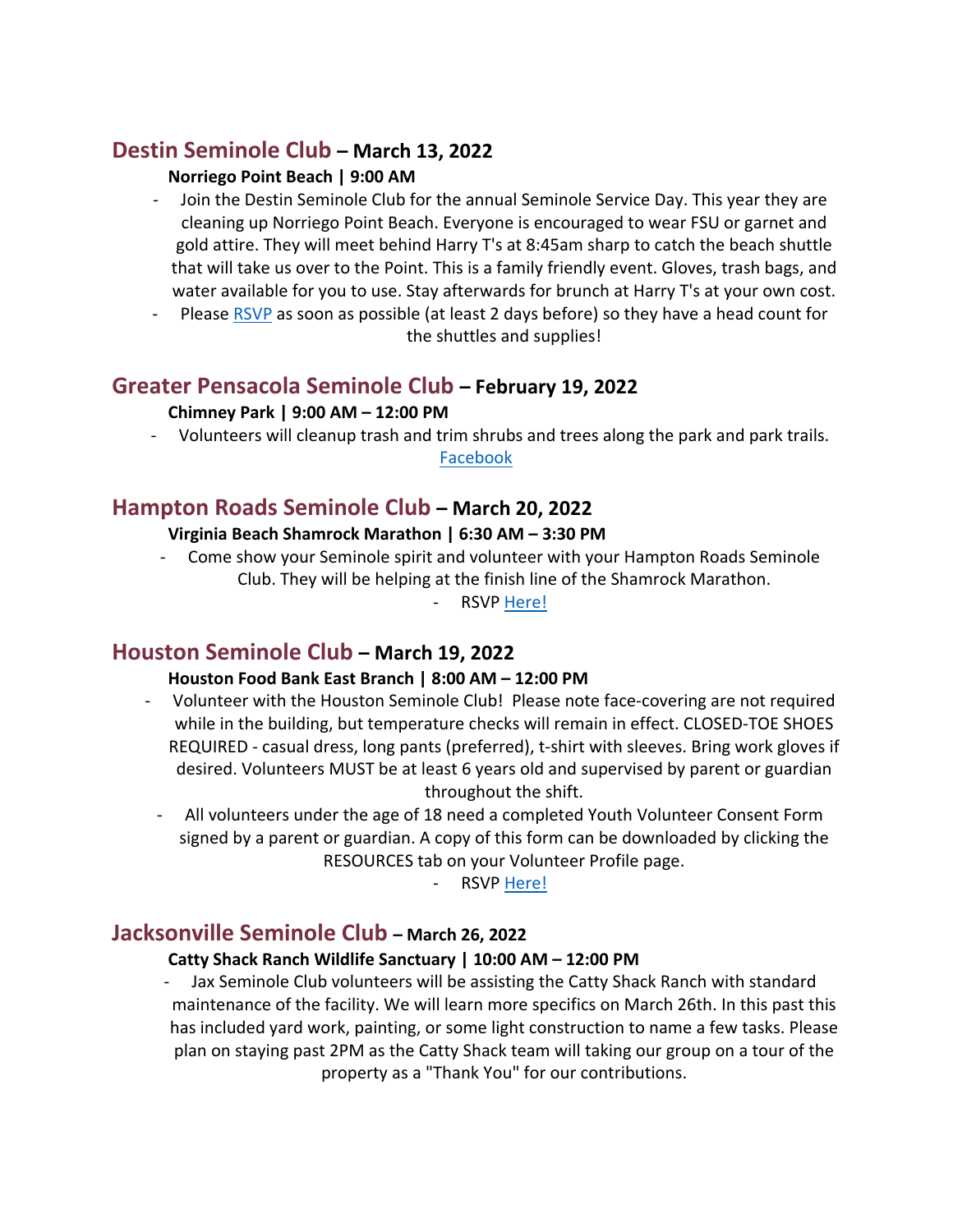## Destin Seminole Club – March 13, 2022

**Norriego Point Beach | 9:00 AM**

- Join the Destin Seminole Club for the annual Seminole Service Day. This year they are cleaning up Norriego Point Beach. Everyone is encouraged to wear FSU or garnet and gold attire. They will meet behind Harry T's at 8:45am sharp to catch the beach shuttle that will take us over to the Point. This is a family friendly event. Gloves, trash bags, and water available for you to use. Stay afterwards for brunch at Harry T's at your own cost.
- Please RSVP as soon as possible (at least 2 days before) so they have a head count for the shuttles and supplies!

## Greater Pensacola Seminole Club – February 19, 2022

**Chimney Park | 9:00 AM – 12:00 PM**

- Volunteers will cleanup trash and trim shrubs and trees along the park and park trails. Facebook

## Hampton Roads Seminole Club – March 20, 2022

**Virginia Beach Shamrock Marathon | 6:30 AM – 3:30 PM**

- Come show your Seminole spirit and volunteer with your Hampton Roads Seminole Club. They will be helping at the finish line of the Shamrock Marathon.
- RSVP Here!

## Houston Seminole Club – March 19, 2022

**Houston Food Bank East Branch | 8:00 AM – 12:00 PM**

- Volunteer with the Houston Seminole Club! Please note face-covering are not required while in the building, but temperature checks will remain in effect. CLOSED-TOE SHOES REQUIRED - casual dress, long pants (preferred), t-shirt with sleeves. Bring work gloves if desired. Volunteers MUST be at least 6 years old and supervised by parent or guardian throughout the shift.
- All volunteers under the age of 18 need a completed Youth Volunteer Consent Form signed by a parent or guardian. A copy of this form can be downloaded by clicking the RESOURCES tab on your Volunteer Profile page.
- RSVP Here!

## Jacksonville Seminole Club – March 26, 2022

**Catty Shack Ranch Wildlife Sanctuary | 10:00 AM – 12:00 PM**

- Jax Seminole Club volunteers will be assisting the Catty Shack Ranch with standard maintenance of the facility. We will learn more specifics on March 26th. In this past this has included yard work, painting, or some light construction to name a few tasks. Please plan on staying past 2PM as the Catty Shack team will taking our group on a tour of the property as a "Thank You" for our contributions.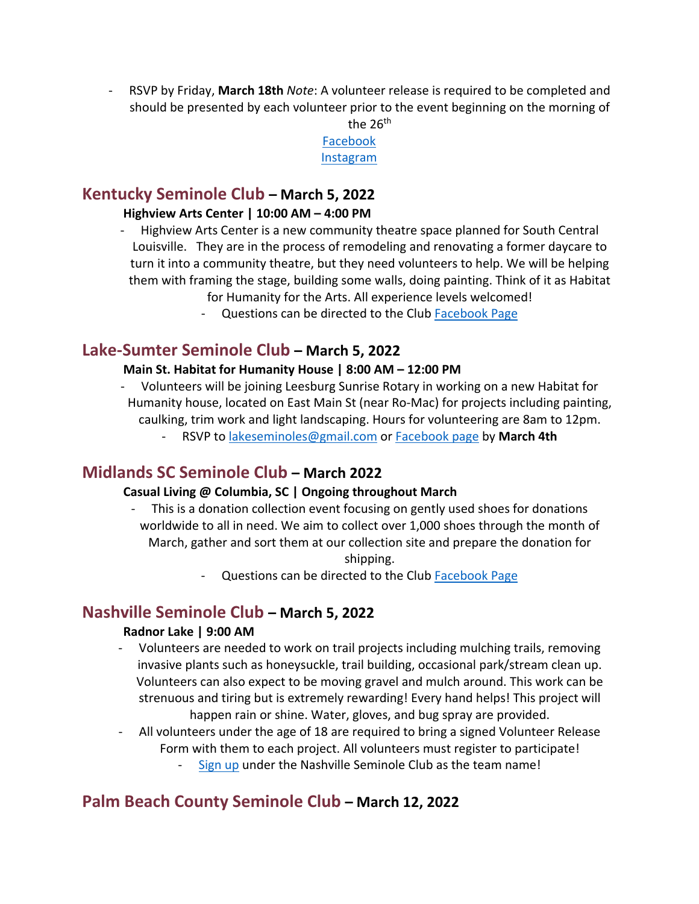- RSVP by Friday, **March 18th** *Note*: A volunteer release is required to be completed and should be presented by each volunteer prior to the event beginning on the morning of the 26th

[Facebook](#)
[Instagram](#)

## Kentucky Seminole Club – **March 5, 2022**

**Highview Arts Center | 10:00 AM – 4:00 PM**

- Highview Arts Center is a new community theatre space planned for South Central Louisville. They are in the process of remodeling and renovating a former daycare to turn it into a community theatre, but they need volunteers to help. We will be helping them with framing the stage, building some walls, doing painting. Think of it as Habitat for Humanity for the Arts. All experience levels welcomed!
  - Questions can be directed to the Club [Facebook Page](#)

## Lake-Sumter Seminole Club – **March 5, 2022**

**Main St. Habitat for Humanity House | 8:00 AM – 12:00 PM**

- Volunteers will be joining Leesburg Sunrise Rotary in working on a new Habitat for Humanity house, located on East Main St (near Ro-Mac) for projects including painting, caulking, trim work and light landscaping. Hours for volunteering are 8am to 12pm.
  - RSVP to [lakeseminoles@gmail.com](mailto:lakeseminoles@gmail.com) or [Facebook page](#) by **March 4th**

## Midlands SC Seminole Club – **March 2022**

**Casual Living @ Columbia, SC | Ongoing throughout March**

- This is a donation collection event focusing on gently used shoes for donations worldwide to all in need. We aim to collect over 1,000 shoes through the month of March, gather and sort them at our collection site and prepare the donation for shipping.
  - Questions can be directed to the Club [Facebook Page](#)

## Nashville Seminole Club – **March 5, 2022**

**Radnor Lake | 9:00 AM**

- Volunteers are needed to work on trail projects including mulching trails, removing invasive plants such as honeysuckle, trail building, occasional park/stream clean up. Volunteers can also expect to be moving gravel and mulch around. This work can be strenuous and tiring but is extremely rewarding! Every hand helps! This project will happen rain or shine. Water, gloves, and bug spray are provided.
- All volunteers under the age of 18 are required to bring a signed Volunteer Release Form with them to each project. All volunteers must register to participate!
  - [Sign up](#) under the Nashville Seminole Club as the team name!

## Palm Beach County Seminole Club – **March 12, 2022**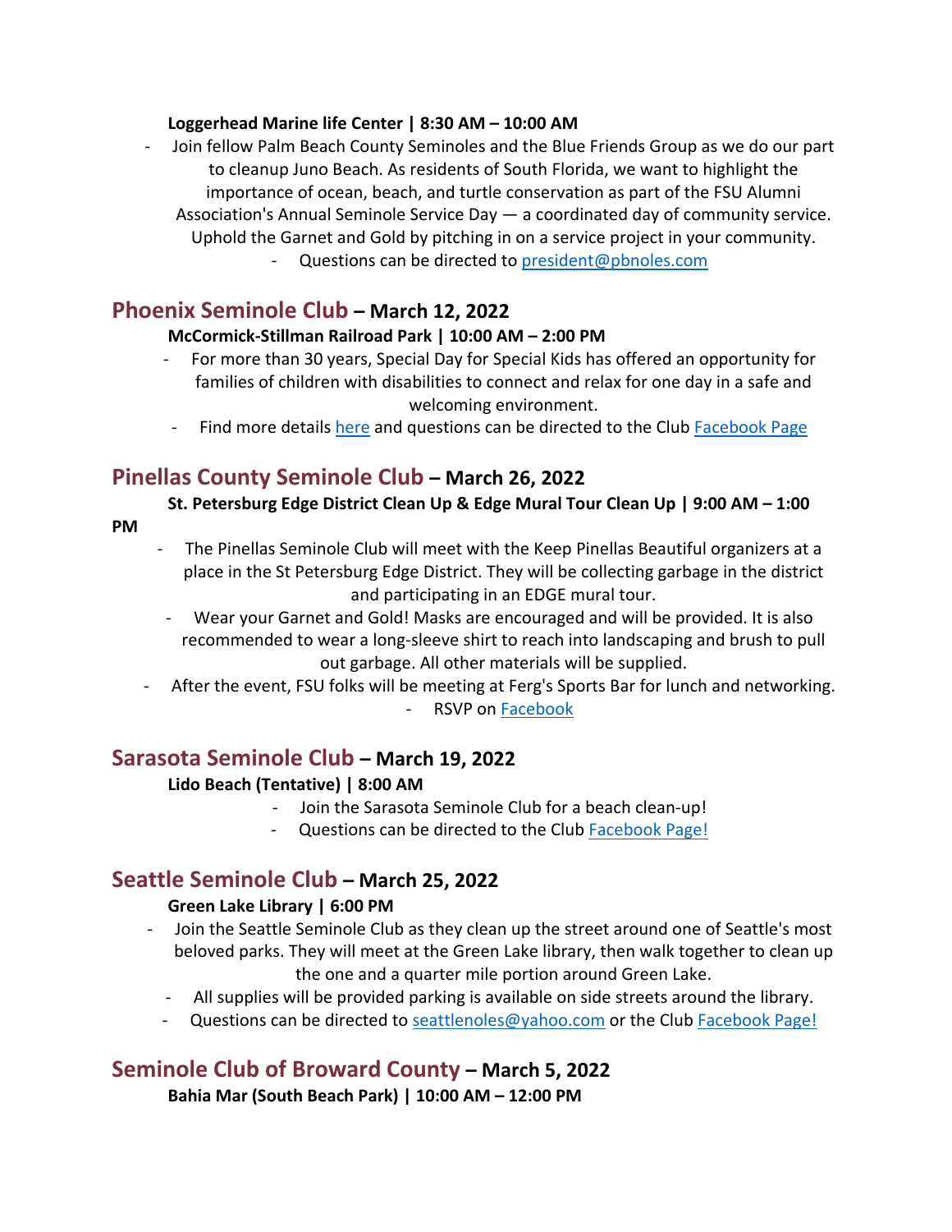**Loggerhead Marine life Center | 8:30 AM – 10:00 AM**

- Join fellow Palm Beach County Seminoles and the Blue Friends Group as we do our part to cleanup Juno Beach. As residents of South Florida, we want to highlight the importance of ocean, beach, and turtle conservation as part of the FSU Alumni Association's Annual Seminole Service Day — a coordinated day of community service. Uphold the Garnet and Gold by pitching in on a service project in your community.
    - Questions can be directed to president@pbnoles.com

## Phoenix Seminole Club – March 12, 2022

**McCormick-Stillman Railroad Park | 10:00 AM – 2:00 PM**

- For more than 30 years, Special Day for Special Kids has offered an opportunity for families of children with disabilities to connect and relax for one day in a safe and welcoming environment.
- Find more details here and questions can be directed to the Club Facebook Page

## Pinellas County Seminole Club – March 26, 2022

**St. Petersburg Edge District Clean Up & Edge Mural Tour Clean Up | 9:00 AM – 1:00 PM**

- The Pinellas Seminole Club will meet with the Keep Pinellas Beautiful organizers at a place in the St Petersburg Edge District. They will be collecting garbage in the district and participating in an EDGE mural tour.
- Wear your Garnet and Gold! Masks are encouraged and will be provided. It is also recommended to wear a long-sleeve shirt to reach into landscaping and brush to pull out garbage. All other materials will be supplied.
- After the event, FSU folks will be meeting at Ferg's Sports Bar for lunch and networking.
    - RSVP on Facebook

## Sarasota Seminole Club – March 19, 2022

**Lido Beach (Tentative) | 8:00 AM**

- Join the Sarasota Seminole Club for a beach clean-up!
- Questions can be directed to the Club Facebook Page!

## Seattle Seminole Club – March 25, 2022

**Green Lake Library | 6:00 PM**

- Join the Seattle Seminole Club as they clean up the street around one of Seattle's most beloved parks. They will meet at the Green Lake library, then walk together to clean up the one and a quarter mile portion around Green Lake.
- All supplies will be provided parking is available on side streets around the library.
- Questions can be directed to seattlenoles@yahoo.com or the Club Facebook Page!

## Seminole Club of Broward County – March 5, 2022

**Bahia Mar (South Beach Park) | 10:00 AM – 12:00 PM**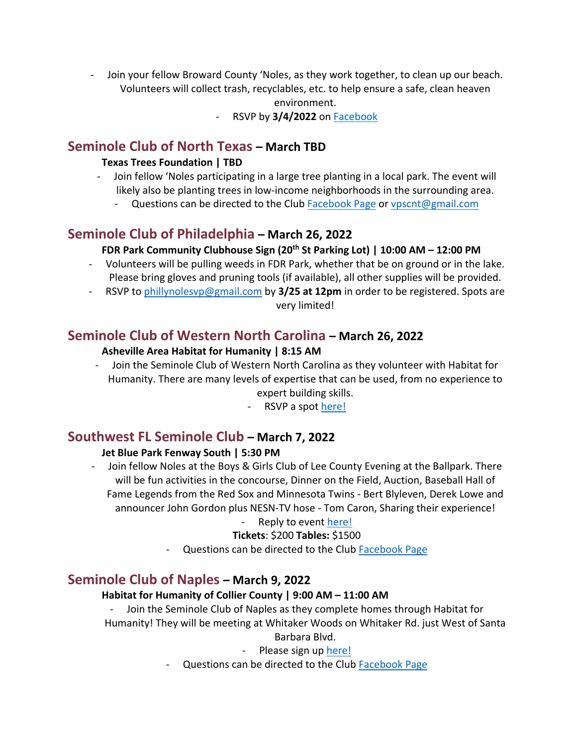- Join your fellow Broward County 'Noles, as they work together, to clean up our beach. Volunteers will collect trash, recyclables, etc. to help ensure a safe, clean heaven environment.
  - RSVP by **3/4/2022** on Facebook

## Seminole Club of North Texas – March TBD

**Texas Trees Foundation | TBD**

- Join fellow 'Noles participating in a large tree planting in a local park. The event will likely also be planting trees in low-income neighborhoods in the surrounding area.
  - Questions can be directed to the Club Facebook Page or vpscnt@gmail.com

## Seminole Club of Philadelphia – March 26, 2022

**FDR Park Community Clubhouse Sign (20th St Parking Lot) | 10:00 AM – 12:00 PM**

- Volunteers will be pulling weeds in FDR Park, whether that be on ground or in the lake. Please bring gloves and pruning tools (if available), all other supplies will be provided.
- RSVP to phillynolesvp@gmail.com by **3/25 at 12pm** in order to be registered. Spots are very limited!

## Seminole Club of Western North Carolina – March 26, 2022

**Asheville Area Habitat for Humanity | 8:15 AM**

- Join the Seminole Club of Western North Carolina as they volunteer with Habitat for Humanity. There are many levels of expertise that can be used, from no experience to expert building skills.
  - RSVP a spot here!

## Southwest FL Seminole Club – March 7, 2022

**Jet Blue Park Fenway South | 5:30 PM**

- Join fellow Noles at the Boys & Girls Club of Lee County Evening at the Ballpark. There will be fun activities in the concourse, Dinner on the Field, Auction, Baseball Hall of Fame Legends from the Red Sox and Minnesota Twins - Bert Blyleven, Derek Lowe and announcer John Gordon plus NESN-TV hose - Tom Caron, Sharing their experience!
  - Reply to event here!

**Tickets**: $200 **Tables:** $1500

- Questions can be directed to the Club Facebook Page

## Seminole Club of Naples – March 9, 2022

**Habitat for Humanity of Collier County | 9:00 AM – 11:00 AM**

- Join the Seminole Club of Naples as they complete homes through Habitat for Humanity! They will be meeting at Whitaker Woods on Whitaker Rd. just West of Santa Barbara Blvd.
  - Please sign up here!
- Questions can be directed to the Club Facebook Page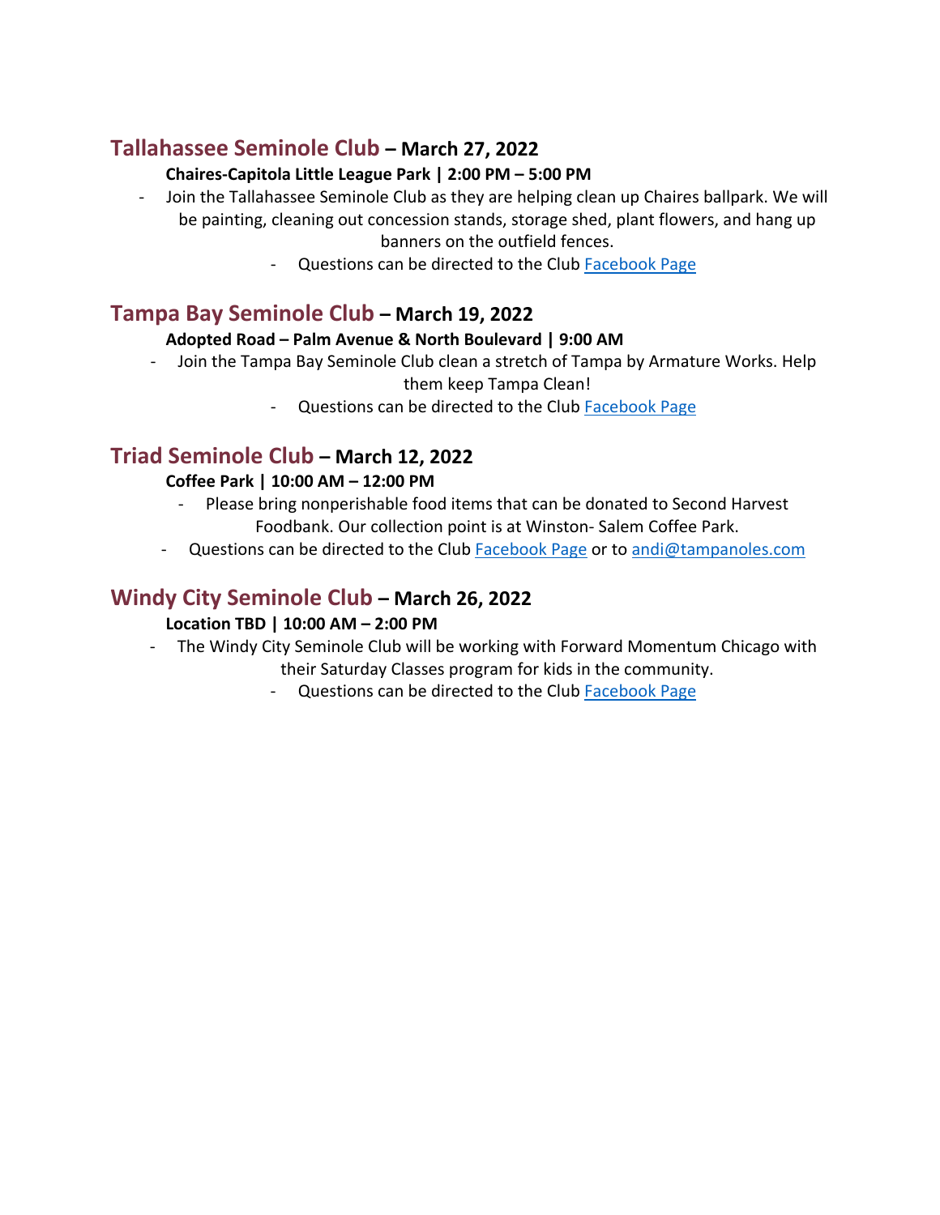## Tallahassee Seminole Club – March 27, 2022

**Chaires-Capitola Little League Park | 2:00 PM – 5:00 PM**

- Join the Tallahassee Seminole Club as they are helping clean up Chaires ballpark. We will be painting, cleaning out concession stands, storage shed, plant flowers, and hang up banners on the outfield fences.
  - Questions can be directed to the Club Facebook Page

## Tampa Bay Seminole Club – March 19, 2022

**Adopted Road – Palm Avenue & North Boulevard | 9:00 AM**

- Join the Tampa Bay Seminole Club clean a stretch of Tampa by Armature Works. Help them keep Tampa Clean!
  - Questions can be directed to the Club Facebook Page

## Triad Seminole Club – March 12, 2022

**Coffee Park | 10:00 AM – 12:00 PM**

- Please bring nonperishable food items that can be donated to Second Harvest Foodbank. Our collection point is at Winston- Salem Coffee Park.
- Questions can be directed to the Club Facebook Page or to andi@tampanoles.com

## Windy City Seminole Club – March 26, 2022

**Location TBD | 10:00 AM – 2:00 PM**

- The Windy City Seminole Club will be working with Forward Momentum Chicago with their Saturday Classes program for kids in the community.
  - Questions can be directed to the Club Facebook Page